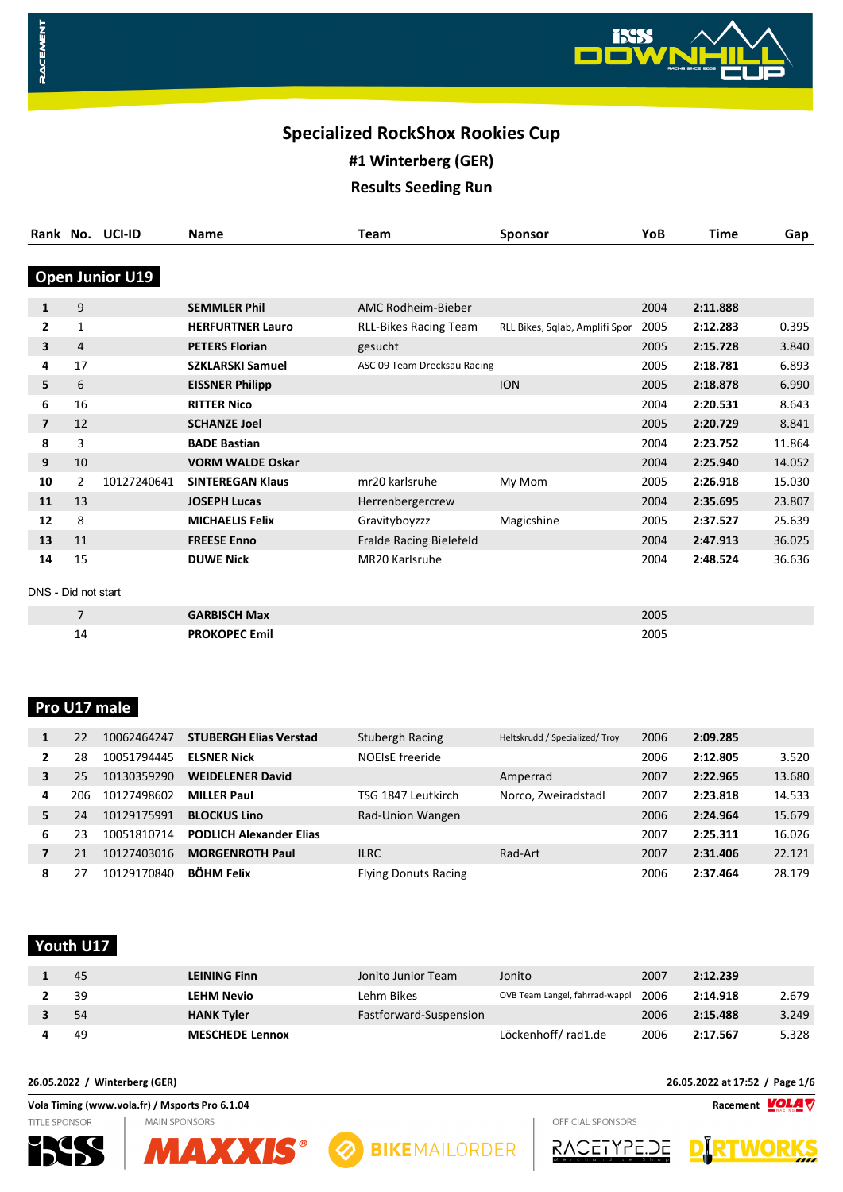# Specialized RockShox Rookies Cup

## #1 Winterberg (GER)

## Results Seeding Run

### Open Junior U19

| Rank | No. | UCI-ID | Name | Team | Sponsor | YoB | Time | Gap |
|---|---|---|---|---|---|---|---|---|
| 1 | 9 | | **SEMMLER Phil** | AMC Rodheim-Bieber | | 2004 | **2:11.888** | |
| 2 | 1 | | **HERFURTNER Lauro** | RLL-Bikes Racing Team | RLL Bikes, Sqlab, Amplifi Spor | 2005 | **2:12.283** | 0.395 |
| 3 | 4 | | **PETERS Florian** | gesucht | | 2005 | **2:15.728** | 3.840 |
| 4 | 17 | | **SZKLARSKI Samuel** | ASC 09 Team Drecksau Racing | | 2005 | **2:18.781** | 6.893 |
| 5 | 6 | | **EISSNER Philipp** | | ION | 2005 | **2:18.878** | 6.990 |
| 6 | 16 | | **RITTER Nico** | | | 2004 | **2:20.531** | 8.643 |
| 7 | 12 | | **SCHANZE Joel** | | | 2005 | **2:20.729** | 8.841 |
| 8 | 3 | | **BADE Bastian** | | | 2004 | **2:23.752** | 11.864 |
| 9 | 10 | | **VORM WALDE Oskar** | | | 2004 | **2:25.940** | 14.052 |
| 10 | 2 | 10127240641 | **SINTEREGAN Klaus** | mr20 karlsruhe | My Mom | 2005 | **2:26.918** | 15.030 |
| 11 | 13 | | **JOSEPH Lucas** | Herrenbergercrew | | 2004 | **2:35.695** | 23.807 |
| 12 | 8 | | **MICHAELIS Felix** | Gravityboyzzz | Magicshine | 2005 | **2:37.527** | 25.639 |
| 13 | 11 | | **FREESE Enno** | Fralde Racing Bielefeld | | 2004 | **2:47.913** | 36.025 |
| 14 | 15 | | **DUWE Nick** | MR20 Karlsruhe | | 2004 | **2:48.524** | 36.636 |

DNS - Did not start

| Rank | No. | UCI-ID | Name | Team | Sponsor | YoB | Time | Gap |
|---|---|---|---|---|---|---|---|---|
| | 7 | | **GARBISCH Max** | | | 2005 | | |
| | 14 | | **PROKOPEC Emil** | | | 2005 | | |

### Pro U17 male

| Rank | No. | UCI-ID | Name | Team | Sponsor | YoB | Time | Gap |
|---|---|---|---|---|---|---|---|---|
| 1 | 22 | 10062464247 | **STUBERGH Elias Verstad** | Stubergh Racing | Heltskrudd / Specialized/ Troy | 2006 | **2:09.285** | |
| 2 | 28 | 10051794445 | **ELSNER Nick** | NOElsE freeride | | 2006 | **2:12.805** | 3.520 |
| 3 | 25 | 10130359290 | **WEIDELENER David** | | Amperrad | 2007 | **2:22.965** | 13.680 |
| 4 | 206 | 10127498602 | **MILLER Paul** | TSG 1847 Leutkirch | Norco, Zweiradstadl | 2007 | **2:23.818** | 14.533 |
| 5 | 24 | 10129175991 | **BLOCKUS Lino** | Rad-Union Wangen | | 2006 | **2:24.964** | 15.679 |
| 6 | 23 | 10051810714 | **PODLICH Alexander Elias** | | | 2007 | **2:25.311** | 16.026 |
| 7 | 21 | 10127403016 | **MORGENROTH Paul** | ILRC | Rad-Art | 2007 | **2:31.406** | 22.121 |
| 8 | 27 | 10129170840 | **BÖHM Felix** | Flying Donuts Racing | | 2006 | **2:37.464** | 28.179 |

### Youth U17

| Rank | No. | UCI-ID | Name | Team | Sponsor | YoB | Time | Gap |
|---|---|---|---|---|---|---|---|---|
| 1 | 45 | | **LEINING Finn** | Jonito Junior Team | Jonito | 2007 | **2:12.239** | |
| 2 | 39 | | **LEHM Nevio** | Lehm Bikes | OVB Team Langel, fahrrad-wappl | 2006 | **2:14.918** | 2.679 |
| 3 | 54 | | **HANK Tyler** | Fastforward-Suspension | | 2006 | **2:15.488** | 3.249 |
| 4 | 49 | | **MESCHEDE Lennox** | | Löckenhoff/ rad1.de | 2006 | **2:17.567** | 5.328 |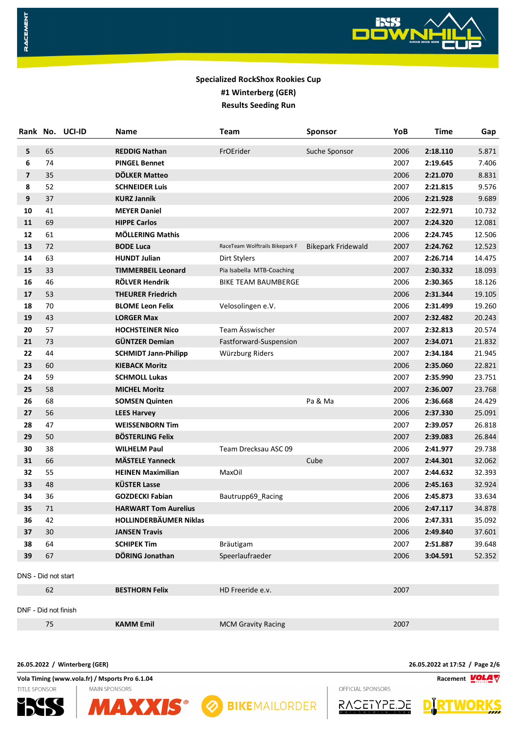**Specialized RockShox Rookies Cup**
**#1 Winterberg (GER)**
**Results Seeding Run**

| Rank | No. | UCI-ID | Name | Team | Sponsor | YoB | Time | Gap |
|---|---|---|---|---|---|---|---|---|
| 5 | 65 | | **REDDIG Nathan** | FrOErider | Suche Sponsor | 2006 | **2:18.110** | 5.871 |
| 6 | 74 | | **PINGEL Bennet** | | | 2007 | **2:19.645** | 7.406 |
| 7 | 35 | | **DÖLKER Matteo** | | | 2006 | **2:21.070** | 8.831 |
| 8 | 52 | | **SCHNEIDER Luis** | | | 2007 | **2:21.815** | 9.576 |
| 9 | 37 | | **KURZ Jannik** | | | 2006 | **2:21.928** | 9.689 |
| 10 | 41 | | **MEYER Daniel** | | | 2007 | **2:22.971** | 10.732 |
| 11 | 69 | | **HIPPE Carlos** | | | 2007 | **2:24.320** | 12.081 |
| 12 | 61 | | **MÖLLERING Mathis** | | | 2006 | **2:24.745** | 12.506 |
| 13 | 72 | | **BODE Luca** | RaceTeam Wolftrails Bikepark F | Bikepark Fridewald | 2007 | **2:24.762** | 12.523 |
| 14 | 63 | | **HUNDT Julian** | Dirt Stylers | | 2007 | **2:26.714** | 14.475 |
| 15 | 33 | | **TIMMERBEIL Leonard** | Pia Isabella MTB-Coaching | | 2007 | **2:30.332** | 18.093 |
| 16 | 46 | | **RÖLVER Hendrik** | BIKE TEAM BAUMBERGE | | 2006 | **2:30.365** | 18.126 |
| 17 | 53 | | **THEURER Friedrich** | | | 2006 | **2:31.344** | 19.105 |
| 18 | 70 | | **BLOME Leon Felix** | Velosolingen e.V. | | 2006 | **2:31.499** | 19.260 |
| 19 | 43 | | **LORGER Max** | | | 2007 | **2:32.482** | 20.243 |
| 20 | 57 | | **HOCHSTEINER Nico** | Team Ässwischer | | 2007 | **2:32.813** | 20.574 |
| 21 | 73 | | **GÜNTZER Demian** | Fastforward-Suspension | | 2007 | **2:34.071** | 21.832 |
| 22 | 44 | | **SCHMIDT Jann-Philipp** | Würzburg Riders | | 2007 | **2:34.184** | 21.945 |
| 23 | 60 | | **KIEBACK Moritz** | | | 2006 | **2:35.060** | 22.821 |
| 24 | 59 | | **SCHMOLL Lukas** | | | 2007 | **2:35.990** | 23.751 |
| 25 | 58 | | **MICHEL Moritz** | | | 2007 | **2:36.007** | 23.768 |
| 26 | 68 | | **SOMSEN Quinten** | | Pa & Ma | 2006 | **2:36.668** | 24.429 |
| 27 | 56 | | **LEES Harvey** | | | 2006 | **2:37.330** | 25.091 |
| 28 | 47 | | **WEISSENBORN Tim** | | | 2007 | **2:39.057** | 26.818 |
| 29 | 50 | | **BÖSTERLING Felix** | | | 2007 | **2:39.083** | 26.844 |
| 30 | 38 | | **WILHELM Paul** | Team Drecksau ASC 09 | | 2006 | **2:41.977** | 29.738 |
| 31 | 66 | | **MÄSTELE Yanneck** | | Cube | 2007 | **2:44.301** | 32.062 |
| 32 | 55 | | **HEINEN Maximilian** | MaxOil | | 2007 | **2:44.632** | 32.393 |
| 33 | 48 | | **KÜSTER Lasse** | | | 2006 | **2:45.163** | 32.924 |
| 34 | 36 | | **GOZDECKI Fabian** | Bautrupp69_Racing | | 2006 | **2:45.873** | 33.634 |
| 35 | 71 | | **HARWART Tom Aurelius** | | | 2006 | **2:47.117** | 34.878 |
| 36 | 42 | | **HOLLINDERBÄUMER Niklas** | | | 2006 | **2:47.331** | 35.092 |
| 37 | 30 | | **JANSEN Travis** | | | 2006 | **2:49.840** | 37.601 |
| 38 | 64 | | **SCHIPEK Tim** | Bräutigam | | 2007 | **2:51.887** | 39.648 |
| 39 | 67 | | **DÖRING Jonathan** | Speerlaufraeder | | 2006 | **3:04.591** | 52.352 |

DNS - Did not start

| Rank | No. | UCI-ID | Name | Team | Sponsor | YoB | Time | Gap |
|---|---|---|---|---|---|---|---|---|
| | 62 | | **BESTHORN Felix** | HD Freeride e.V. | | 2007 | | |

DNF - Did not finish

| Rank | No. | UCI-ID | Name | Team | Sponsor | YoB | Time | Gap |
|---|---|---|---|---|---|---|---|---|
| | 75 | | **KAMM Emil** | MCM Gravity Racing | | 2007 | | |

**26.05.2022 / Winterberg (GER)** **26.05.2022 at 17:52**

**Vola Timing (www.vola.fr) / Msports Pro 6.1.04** **Racement**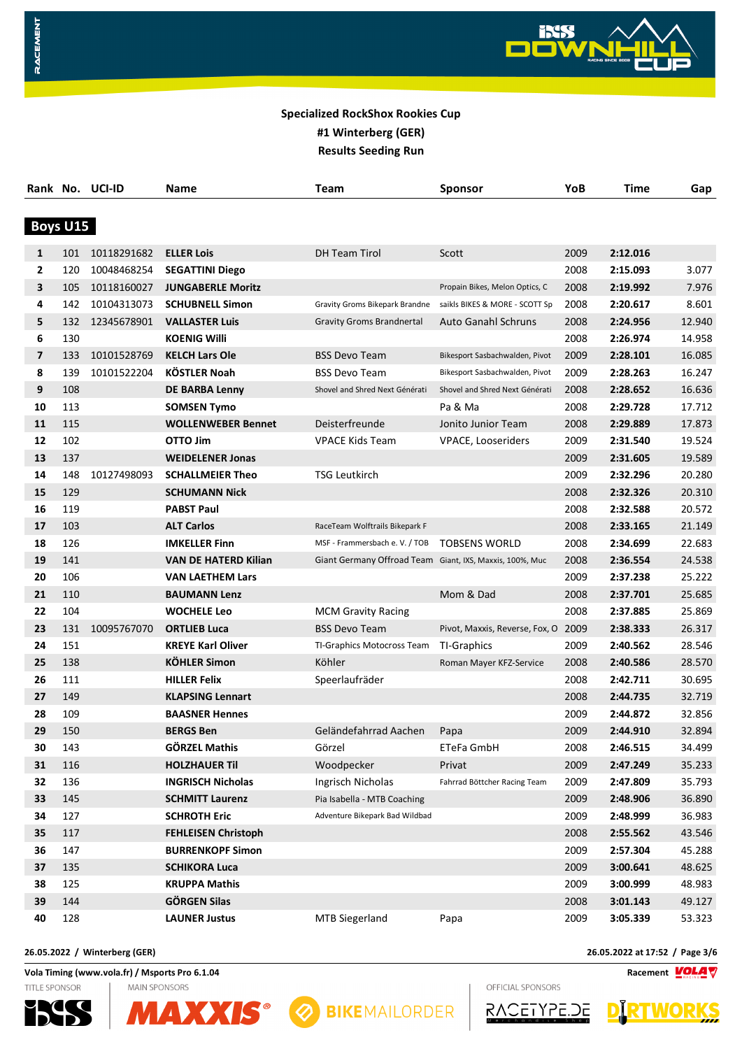**Specialized RockShox Rookies Cup**
**#1 Winterberg (GER)**
**Results Seeding Run**

## Boys U15

| Rank | No. | UCI-ID | Name | Team | Sponsor | YoB | Time | Gap |
|---|---|---|---|---|---|---|---|---|
| 1 | 101 | 10118291682 | **ELLER Lois** | DH Team Tirol | Scott | 2009 | **2:12.016** | |
| 2 | 120 | 10048468254 | **SEGATTINI Diego** | | | 2008 | **2:15.093** | 3.077 |
| 3 | 105 | 10118160027 | **JUNGABERLE Moritz** | | Propain Bikes, Melon Optics, C | 2008 | **2:19.992** | 7.976 |
| 4 | 142 | 10104313073 | **SCHUBNELL Simon** | Gravity Groms Bikepark Brandne | saikls BIKES & MORE - SCOTT Sp | 2008 | **2:20.617** | 8.601 |
| 5 | 132 | 12345678901 | **VALLASTER Luis** | Gravity Groms Brandnertal | Auto Ganahl Schruns | 2008 | **2:24.956** | 12.940 |
| 6 | 130 | | **KOENIG Willi** | | | 2008 | **2:26.974** | 14.958 |
| 7 | 133 | 10101528769 | **KELCH Lars Ole** | BSS Devo Team | Bikesport Sasbachwalden, Pivot | 2009 | **2:28.101** | 16.085 |
| 8 | 139 | 10101522204 | **KÖSTLER Noah** | BSS Devo Team | Bikesport Sasbachwalden, Pivot | 2009 | **2:28.263** | 16.247 |
| 9 | 108 | | **DE BARBA Lenny** | Shovel and Shred Next Générati | Shovel and Shred Next Générati | 2008 | **2:28.652** | 16.636 |
| 10 | 113 | | **SOMSEN Tymo** | | Pa & Ma | 2008 | **2:29.728** | 17.712 |
| 11 | 115 | | **WOLLENWEBER Bennet** | Deisterfreunde | Jonito Junior Team | 2008 | **2:29.889** | 17.873 |
| 12 | 102 | | **OTTO Jim** | VPACE Kids Team | VPACE, Looseriders | 2009 | **2:31.540** | 19.524 |
| 13 | 137 | | **WEIDELENER Jonas** | | | 2009 | **2:31.605** | 19.589 |
| 14 | 148 | 10127498093 | **SCHALLMEIER Theo** | TSG Leutkirch | | 2009 | **2:32.296** | 20.280 |
| 15 | 129 | | **SCHUMANN Nick** | | | 2008 | **2:32.326** | 20.310 |
| 16 | 119 | | **PABST Paul** | | | 2008 | **2:32.588** | 20.572 |
| 17 | 103 | | **ALT Carlos** | RaceTeam Wolftrails Bikepark F | | 2008 | **2:33.165** | 21.149 |
| 18 | 126 | | **IMKELLER Finn** | MSF - Frammersbach e. V. / TOB | TOBSENS WORLD | 2008 | **2:34.699** | 22.683 |
| 19 | 141 | | **VAN DE HATERD Kilian** | Giant Germany Offroad Team | Giant, IXS, Maxxis, 100%, Muc | 2008 | **2:36.554** | 24.538 |
| 20 | 106 | | **VAN LAETHEM Lars** | | | 2009 | **2:37.238** | 25.222 |
| 21 | 110 | | **BAUMANN Lenz** | | Mom & Dad | 2008 | **2:37.701** | 25.685 |
| 22 | 104 | | **WOCHELE Leo** | MCM Gravity Racing | | 2008 | **2:37.885** | 25.869 |
| 23 | 131 | 10095767070 | **ORTLIEB Luca** | BSS Devo Team | Pivot, Maxxis, Reverse, Fox, O | 2009 | **2:38.333** | 26.317 |
| 24 | 151 | | **KREYE Karl Oliver** | TI-Graphics Motocross Team | TI-Graphics | 2009 | **2:40.562** | 28.546 |
| 25 | 138 | | **KÖHLER Simon** | Köhler | Roman Mayer KFZ-Service | 2008 | **2:40.586** | 28.570 |
| 26 | 111 | | **HILLER Felix** | Speerlaufräder | | 2008 | **2:42.711** | 30.695 |
| 27 | 149 | | **KLAPSING Lennart** | | | 2008 | **2:44.735** | 32.719 |
| 28 | 109 | | **BAASNER Hennes** | | | 2009 | **2:44.872** | 32.856 |
| 29 | 150 | | **BERGS Ben** | Geländefahrrad Aachen | Papa | 2009 | **2:44.910** | 32.894 |
| 30 | 143 | | **GÖRZEL Mathis** | Görzel | ETeFa GmbH | 2008 | **2:46.515** | 34.499 |
| 31 | 116 | | **HOLZHAUER Til** | Woodpecker | Privat | 2009 | **2:47.249** | 35.233 |
| 32 | 136 | | **INGRISCH Nicholas** | Ingrisch Nicholas | Fahrrad Böttcher Racing Team | 2009 | **2:47.809** | 35.793 |
| 33 | 145 | | **SCHMITT Laurenz** | Pia Isabella - MTB Coaching | | 2009 | **2:48.906** | 36.890 |
| 34 | 127 | | **SCHROTH Eric** | Adventure Bikepark Bad Wildbad | | 2009 | **2:48.999** | 36.983 |
| 35 | 117 | | **FEHLEISEN Christoph** | | | 2008 | **2:55.562** | 43.546 |
| 36 | 147 | | **BURRENKOPF Simon** | | | 2009 | **2:57.304** | 45.288 |
| 37 | 135 | | **SCHIKORA Luca** | | | 2009 | **3:00.641** | 48.625 |
| 38 | 125 | | **KRUPPA Mathis** | | | 2009 | **3:00.999** | 48.983 |
| 39 | 144 | | **GÖRGEN Silas** | | | 2008 | **3:01.143** | 49.127 |
| 40 | 128 | | **LAUNER Justus** | MTB Siegerland | Papa | 2009 | **3:05.339** | 53.323 |

**26.05.2022 / Winterberg (GER)** **26.05.2022 at 17:52**

**Vola Timing (www.vola.fr) / Msports Pro 6.1.04**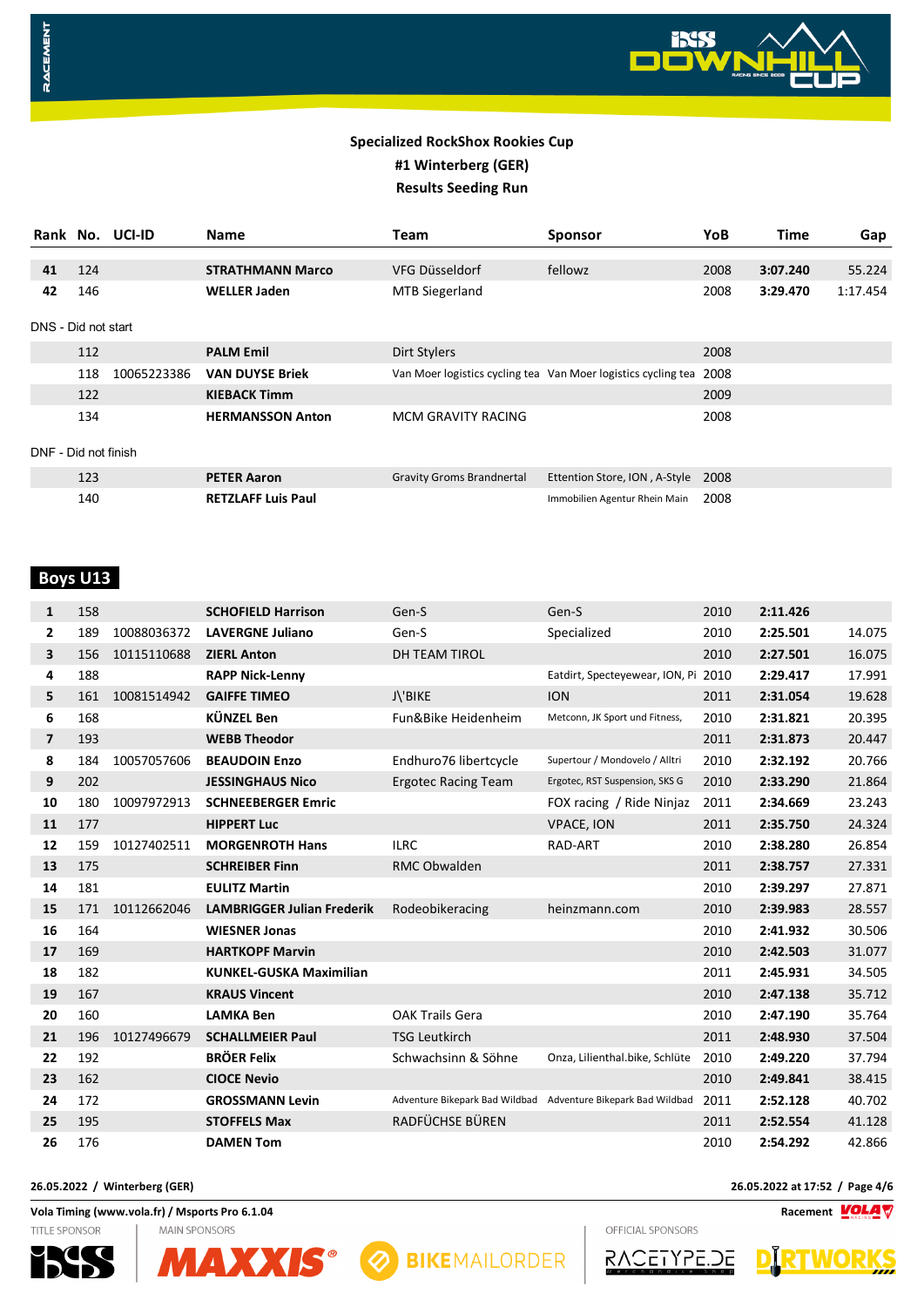**Specialized RockShox Rookies Cup**
**#1 Winterberg (GER)**
**Results Seeding Run**

| Rank | No. | UCI-ID | Name | Team | Sponsor | YoB | Time | Gap |
|---|---|---|---|---|---|---|---|---|
| 41 | 124 | | **STRATHMANN Marco** | VFG Düsseldorf | fellowz | 2008 | **3:07.240** | 55.224 |
| 42 | 146 | | **WELLER Jaden** | MTB Siegerland | | 2008 | **3:29.470** | 1:17.454 |

DNS - Did not start

| Rank | No. | UCI-ID | Name | Team | Sponsor | YoB | Time | Gap |
|---|---|---|---|---|---|---|---|---|
| | 112 | | **PALM Emil** | Dirt Stylers | | 2008 | | |
| | 118 | 10065223386 | **VAN DUYSE Briek** | Van Moer logistics cycling tea | Van Moer logistics cycling tea | 2008 | | |
| | 122 | | **KIEBACK Timm** | | | 2009 | | |
| | 134 | | **HERMANSSON Anton** | MCM GRAVITY RACING | | 2008 | | |

DNF - Did not finish

| Rank | No. | UCI-ID | Name | Team | Sponsor | YoB | Time | Gap |
|---|---|---|---|---|---|---|---|---|
| | 123 | | **PETER Aaron** | Gravity Groms Brandnertal | Ettention Store, ION , A-Style | 2008 | | |
| | 140 | | **RETZLAFF Luis Paul** | | Immobilien Agentur Rhein Main | 2008 | | |

## Boys U13

| Rank | No. | UCI-ID | Name | Team | Sponsor | YoB | Time | Gap |
|---|---|---|---|---|---|---|---|---|
| 1 | 158 | | **SCHOFIELD Harrison** | Gen-S | Gen-S | 2010 | **2:11.426** | |
| 2 | 189 | 10088036372 | **LAVERGNE Juliano** | Gen-S | Specialized | 2010 | **2:25.501** | 14.075 |
| 3 | 156 | 10115110688 | **ZIERL Anton** | DH TEAM TIROL | | 2010 | **2:27.501** | 16.075 |
| 4 | 188 | | **RAPP Nick-Lenny** | | Eatdirt, Specteyewear, ION, Pi | 2010 | **2:29.417** | 17.991 |
| 5 | 161 | 10081514942 | **GAIFFE TIMEO** | J\'BIKE | ION | 2011 | **2:31.054** | 19.628 |
| 6 | 168 | | **KÜNZEL Ben** | Fun&Bike Heidenheim | Metconn, JK Sport und Fitness, | 2010 | **2:31.821** | 20.395 |
| 7 | 193 | | **WEBB Theodor** | | | 2011 | **2:31.873** | 20.447 |
| 8 | 184 | 10057057606 | **BEAUDOIN Enzo** | Endhuro76 libertcycle | Supertour / Mondovelo / Alltri | 2010 | **2:32.192** | 20.766 |
| 9 | 202 | | **JESSINGHAUS Nico** | Ergotec Racing Team | Ergotec, RST Suspension, SKS G | 2010 | **2:33.290** | 21.864 |
| 10 | 180 | 10097972913 | **SCHNEEBERGER Emric** | | FOX racing / Ride Ninjaz | 2011 | **2:34.669** | 23.243 |
| 11 | 177 | | **HIPPERT Luc** | | VPACE, ION | 2011 | **2:35.750** | 24.324 |
| 12 | 159 | 10127402511 | **MORGENROTH Hans** | ILRC | RAD-ART | 2010 | **2:38.280** | 26.854 |
| 13 | 175 | | **SCHREIBER Finn** | RMC Obwalden | | 2011 | **2:38.757** | 27.331 |
| 14 | 181 | | **EULITZ Martin** | | | 2010 | **2:39.297** | 27.871 |
| 15 | 171 | 10112662046 | **LAMBRIGGER Julian Frederik** | Rodeobikeracing | heinzmann.com | 2010 | **2:39.983** | 28.557 |
| 16 | 164 | | **WIESNER Jonas** | | | 2010 | **2:41.932** | 30.506 |
| 17 | 169 | | **HARTKOPF Marvin** | | | 2010 | **2:42.503** | 31.077 |
| 18 | 182 | | **KUNKEL-GUSKA Maximilian** | | | 2011 | **2:45.931** | 34.505 |
| 19 | 167 | | **KRAUS Vincent** | | | 2010 | **2:47.138** | 35.712 |
| 20 | 160 | | **LAMKA Ben** | OAK Trails Gera | | 2010 | **2:47.190** | 35.764 |
| 21 | 196 | 10127496679 | **SCHALLMEIER Paul** | TSG Leutkirch | | 2011 | **2:48.930** | 37.504 |
| 22 | 192 | | **BRÖER Felix** | Schwachsinn & Söhne | Onza, Lilienthal.bike, Schlüte | 2010 | **2:49.220** | 37.794 |
| 23 | 162 | | **CIOCE Nevio** | | | 2010 | **2:49.841** | 38.415 |
| 24 | 172 | | **GROSSMANN Levin** | Adventure Bikepark Bad Wildbad | Adventure Bikepark Bad Wildbad | 2011 | **2:52.128** | 40.702 |
| 25 | 195 | | **STOFFELS Max** | RADFÜCHSE BÜREN | | 2011 | **2:52.554** | 41.128 |
| 26 | 176 | | **DAMEN Tom** | | | 2010 | **2:54.292** | 42.866 |

26.05.2022 / Winterberg (GER) — 26.05.2022 at 17:52

Vola Timing (www.vola.fr) / Msports Pro 6.1.04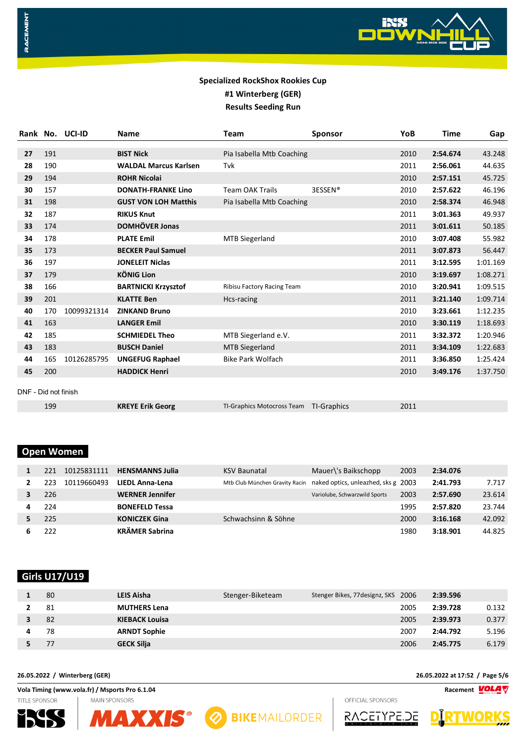**Specialized RockShox Rookies Cup**
**#1 Winterberg (GER)**
**Results Seeding Run**

| Rank | No. | UCI-ID | Name | Team | Sponsor | YoB | Time | Gap |
|---|---|---|---|---|---|---|---|---|
| 27 | 191 | | **BIST Nick** | Pia Isabella Mtb Coaching | | 2010 | **2:54.674** | 43.248 |
| 28 | 190 | | **WALDAL Marcus Karlsen** | Tvk | | 2011 | **2:56.061** | 44.635 |
| 29 | 194 | | **ROHR Nicolai** | | | 2010 | **2:57.151** | 45.725 |
| 30 | 157 | | **DONATH-FRANKE Lino** | Team OAK Trails | 3ESSEN® | 2010 | **2:57.622** | 46.196 |
| 31 | 198 | | **GUST VON LOH Matthis** | Pia Isabella Mtb Coaching | | 2010 | **2:58.374** | 46.948 |
| 32 | 187 | | **RIKUS Knut** | | | 2011 | **3:01.363** | 49.937 |
| 33 | 174 | | **DOMHÖVER Jonas** | | | 2011 | **3:01.611** | 50.185 |
| 34 | 178 | | **PLATE Emil** | MTB Siegerland | | 2010 | **3:07.408** | 55.982 |
| 35 | 173 | | **BECKER Paul Samuel** | | | 2011 | **3:07.873** | 56.447 |
| 36 | 197 | | **JONELEIT Niclas** | | | 2011 | **3:12.595** | 1:01.169 |
| 37 | 179 | | **KÖNIG Lion** | | | 2010 | **3:19.697** | 1:08.271 |
| 38 | 166 | | **BARTNICKI Krzysztof** | Ribisu Factory Racing Team | | 2010 | **3:20.941** | 1:09.515 |
| 39 | 201 | | **KLATTE Ben** | Hcs-racing | | 2011 | **3:21.140** | 1:09.714 |
| 40 | 170 | 10099321314 | **ZINKAND Bruno** | | | 2010 | **3:23.661** | 1:12.235 |
| 41 | 163 | | **LANGER Emil** | | | 2010 | **3:30.119** | 1:18.693 |
| 42 | 185 | | **SCHMIEDEL Theo** | MTB Siegerland e.V. | | 2011 | **3:32.372** | 1:20.946 |
| 43 | 183 | | **BUSCH Daniel** | MTB Siegerland | | 2011 | **3:34.109** | 1:22.683 |
| 44 | 165 | 10126285795 | **UNGEFUG Raphael** | Bike Park Wolfach | | 2011 | **3:36.850** | 1:25.424 |
| 45 | 200 | | **HADDICK Henri** | | | 2010 | **3:49.176** | 1:37.750 |

DNF - Did not finish

| Rank | No. | UCI-ID | Name | Team | Sponsor | YoB | Time | Gap |
|---|---|---|---|---|---|---|---|---|
| | 199 | | **KREYE Erik Georg** | TI-Graphics Motocross Team | TI-Graphics | 2011 | | |

## Open Women

| Rank | No. | UCI-ID | Name | Team | Sponsor | YoB | Time | Gap |
|---|---|---|---|---|---|---|---|---|
| 1 | 221 | 10125831111 | **HENSMANNS Julia** | KSV Baunatal | Mauer\'s Baikschopp | 2003 | **2:34.076** | |
| 2 | 223 | 10119660493 | **LIEDL Anna-Lena** | Mtb Club München Gravity Racin | naked optics, unleazhed, sks g | 2003 | **2:41.793** | 7.717 |
| 3 | 226 | | **WERNER Jennifer** | | Variolube, Schwarzwild Sports | 2003 | **2:57.690** | 23.614 |
| 4 | 224 | | **BONEFELD Tessa** | | | 1995 | **2:57.820** | 23.744 |
| 5 | 225 | | **KONICZEK Gina** | Schwachsinn & Söhne | | 2000 | **3:16.168** | 42.092 |
| 6 | 222 | | **KRÄMER Sabrina** | | | 1980 | **3:18.901** | 44.825 |

## Girls U17/U19

| Rank | No. | UCI-ID | Name | Team | Sponsor | YoB | Time | Gap |
|---|---|---|---|---|---|---|---|---|
| 1 | 80 | | **LEIS Aisha** | Stenger-Biketeam | Stenger Bikes, 77designz, SKS | 2006 | **2:39.596** | |
| 2 | 81 | | **MUTHERS Lena** | | | 2005 | **2:39.728** | 0.132 |
| 3 | 82 | | **KIEBACK Louisa** | | | 2005 | **2:39.973** | 0.377 |
| 4 | 78 | | **ARNDT Sophie** | | | 2007 | **2:44.792** | 5.196 |
| 5 | 77 | | **GECK Silja** | | | 2006 | **2:45.775** | 6.179 |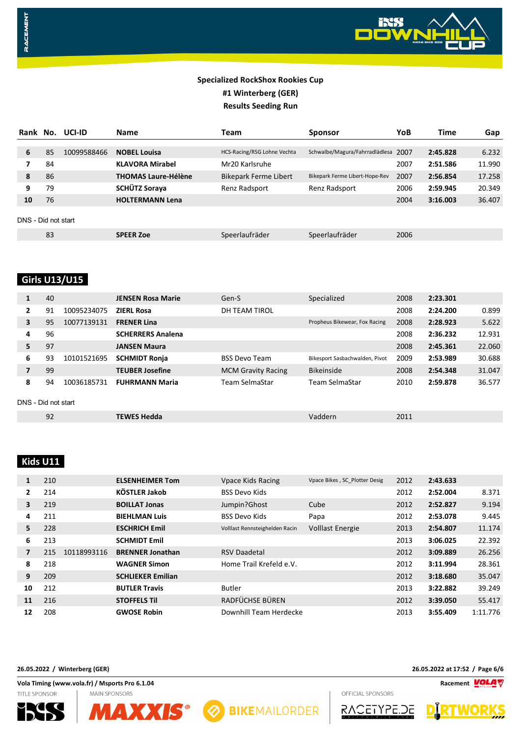**Specialized RockShox Rookies Cup**
**#1 Winterberg (GER)**
**Results Seeding Run**

| Rank | No. | UCI-ID | Name | Team | Sponsor | YoB | Time | Gap |
|---|---|---|---|---|---|---|---|---|
| 6 | 85 | 10099588466 | **NOBEL Louisa** | HCS-Racing/RSG Lohne Vechta | Schwalbe/Magura/Fahrradlädlesa | 2007 | 2:45.828 | 6.232 |
| 7 | 84 | | **KLAVORA Mirabel** | Mr20 Karlsruhe | | 2007 | 2:51.586 | 11.990 |
| 8 | 86 | | **THOMAS Laure-Hélène** | Bikepark Ferme Libert | Bikepark Ferme Libert-Hope-Rev | 2007 | 2:56.854 | 17.258 |
| 9 | 79 | | **SCHÜTZ Soraya** | Renz Radsport | Renz Radsport | 2006 | 2:59.945 | 20.349 |
| 10 | 76 | | **HOLTERMANN Lena** | | | 2004 | 3:16.003 | 36.407 |

DNS - Did not start

| | No. | UCI-ID | Name | Team | Sponsor | YoB | Time | Gap |
|---|---|---|---|---|---|---|---|---|
| | 83 | | **SPEER Zoe** | Speerlaufräder | Speerlaufräder | 2006 | | |

## Girls U13/U15

| Rank | No. | UCI-ID | Name | Team | Sponsor | YoB | Time | Gap |
|---|---|---|---|---|---|---|---|---|
| 1 | 40 | | **JENSEN Rosa Marie** | Gen-S | Specialized | 2008 | 2:23.301 | |
| 2 | 91 | 10095234075 | **ZIERL Rosa** | DH TEAM TIROL | | 2008 | 2:24.200 | 0.899 |
| 3 | 95 | 10077139131 | **FRENER Lina** | | Propheus Bikewear, Fox Racing | 2008 | 2:28.923 | 5.622 |
| 4 | 96 | | **SCHERRERS Analena** | | | 2008 | 2:36.232 | 12.931 |
| 5 | 97 | | **JANSEN Maura** | | | 2008 | 2:45.361 | 22.060 |
| 6 | 93 | 10101521695 | **SCHMIDT Ronja** | BSS Devo Team | Bikesport Sasbachwalden, Pivot | 2009 | 2:53.989 | 30.688 |
| 7 | 99 | | **TEUBER Josefine** | MCM Gravity Racing | Bikeinside | 2008 | 2:54.348 | 31.047 |
| 8 | 94 | 10036185731 | **FUHRMANN Maria** | Team SelmaStar | Team SelmaStar | 2010 | 2:59.878 | 36.577 |

DNS - Did not start

| | No. | UCI-ID | Name | Team | Sponsor | YoB | Time | Gap |
|---|---|---|---|---|---|---|---|---|
| | 92 | | **TEWES Hedda** | | Vaddern | 2011 | | |

## Kids U11

| Rank | No. | UCI-ID | Name | Team | Sponsor | YoB | Time | Gap |
|---|---|---|---|---|---|---|---|---|
| 1 | 210 | | **ELSENHEIMER Tom** | Vpace Kids Racing | Vpace Bikes , SC_Plotter Desig | 2012 | 2:43.633 | |
| 2 | 214 | | **KÖSTLER Jakob** | BSS Devo Kids | | 2012 | 2:52.004 | 8.371 |
| 3 | 219 | | **BOILLAT Jonas** | Jumpin?Ghost | Cube | 2012 | 2:52.827 | 9.194 |
| 4 | 211 | | **BIEHLMAN Luis** | BSS Devo Kids | Papa | 2012 | 2:53.078 | 9.445 |
| 5 | 228 | | **ESCHRICH Emil** | Volllast Rennsteighelden Racin | Volllast Energie | 2013 | 2:54.807 | 11.174 |
| 6 | 213 | | **SCHMIDT Emil** | | | 2013 | 3:06.025 | 22.392 |
| 7 | 215 | 10118993116 | **BRENNER Jonathan** | RSV Daadetal | | 2012 | 3:09.889 | 26.256 |
| 8 | 218 | | **WAGNER Simon** | Home Trail Krefeld e.V. | | 2012 | 3:11.994 | 28.361 |
| 9 | 209 | | **SCHLIEKER Emilian** | | | 2012 | 3:18.680 | 35.047 |
| 10 | 212 | | **BUTLER Travis** | Butler | | 2013 | 3:22.882 | 39.249 |
| 11 | 216 | | **STOFFELS Til** | RADFÜCHSE BÜREN | | 2012 | 3:39.050 | 55.417 |
| 12 | 208 | | **GWOSE Robin** | Downhill Team Herdecke | | 2013 | 3:55.409 | 1:11.776 |

**26.05.2022 / Winterberg (GER)** **26.05.2022 at 17:52**

**Vola Timing (www.vola.fr) / Msports Pro 6.1.04**